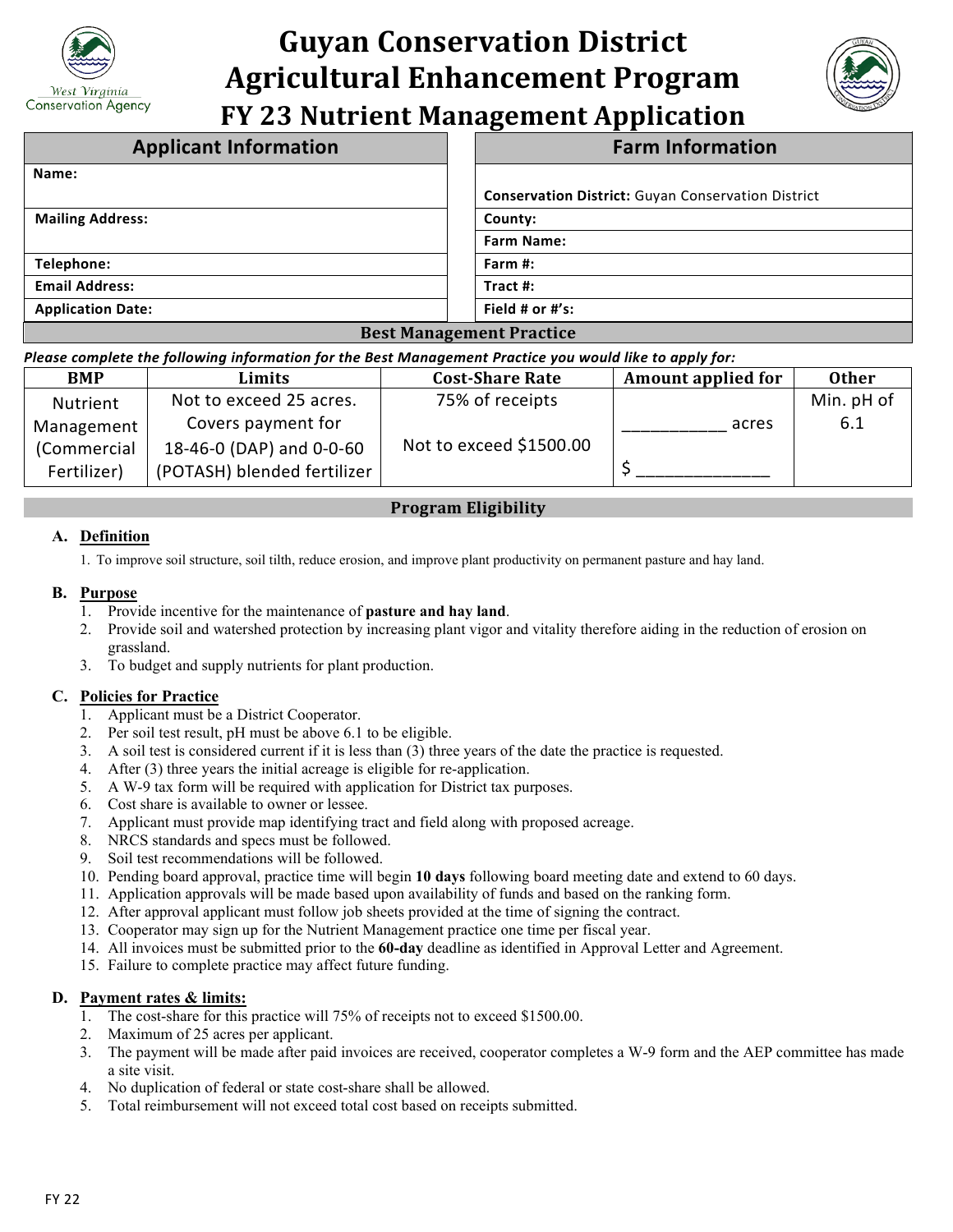# Guyan Conservation District Agricultural Enhancement Program

## FY 23 Nutrient Management Application

| Applicant Information | Farm Information |
|---|---|
| **Name:** | **Conservation District:** Guyan Conservation District |
| **Mailing Address:** | **County:** |
| | **Farm Name:** |
| **Telephone:** | **Farm #:** |
| **Email Address:** | **Tract #:** |
| **Application Date:** | **Field # or #'s:** |

### Best Management Practice

***Please complete the following information for the Best Management Practice you would like to apply for:***

| BMP | Limits | Cost-Share Rate | Amount applied for | Other |
|---|---|---|---|---|
| Nutrient Management (Commercial Fertilizer) | Not to exceed 25 acres. Covers payment for 18-46-0 (DAP) and 0-0-60 (POTASH) blended fertilizer | 75% of receipts<br><br>Not to exceed $1500.00 | ___________ acres<br><br>$ ______________ | Min. pH of 6.1 |

### Program Eligibility

**A. Definition**

1. To improve soil structure, soil tilth, reduce erosion, and improve plant productivity on permanent pasture and hay land.

**B. Purpose**

1. Provide incentive for the maintenance of **pasture and hay land**.
2. Provide soil and watershed protection by increasing plant vigor and vitality therefore aiding in the reduction of erosion on grassland.
3. To budget and supply nutrients for plant production.

**C. Policies for Practice**

1. Applicant must be a District Cooperator.
2. Per soil test result, pH must be above 6.1 to be eligible.
3. A soil test is considered current if it is less than (3) three years of the date the practice is requested.
4. After (3) three years the initial acreage is eligible for re-application.
5. A W-9 tax form will be required with application for District tax purposes.
6. Cost share is available to owner or lessee.
7. Applicant must provide map identifying tract and field along with proposed acreage.
8. NRCS standards and specs must be followed.
9. Soil test recommendations will be followed.
10. Pending board approval, practice time will begin **10 days** following board meeting date and extend to 60 days.
11. Application approvals will be made based upon availability of funds and based on the ranking form.
12. After approval applicant must follow job sheets provided at the time of signing the contract.
13. Cooperator may sign up for the Nutrient Management practice one time per fiscal year.
14. All invoices must be submitted prior to the **60-day** deadline as identified in Approval Letter and Agreement.
15. Failure to complete practice may affect future funding.

**D. Payment rates & limits:**

1. The cost-share for this practice will 75% of receipts not to exceed $1500.00.
2. Maximum of 25 acres per applicant.
3. The payment will be made after paid invoices are received, cooperator completes a W-9 form and the AEP committee has made a site visit.
4. No duplication of federal or state cost-share shall be allowed.
5. Total reimbursement will not exceed total cost based on receipts submitted.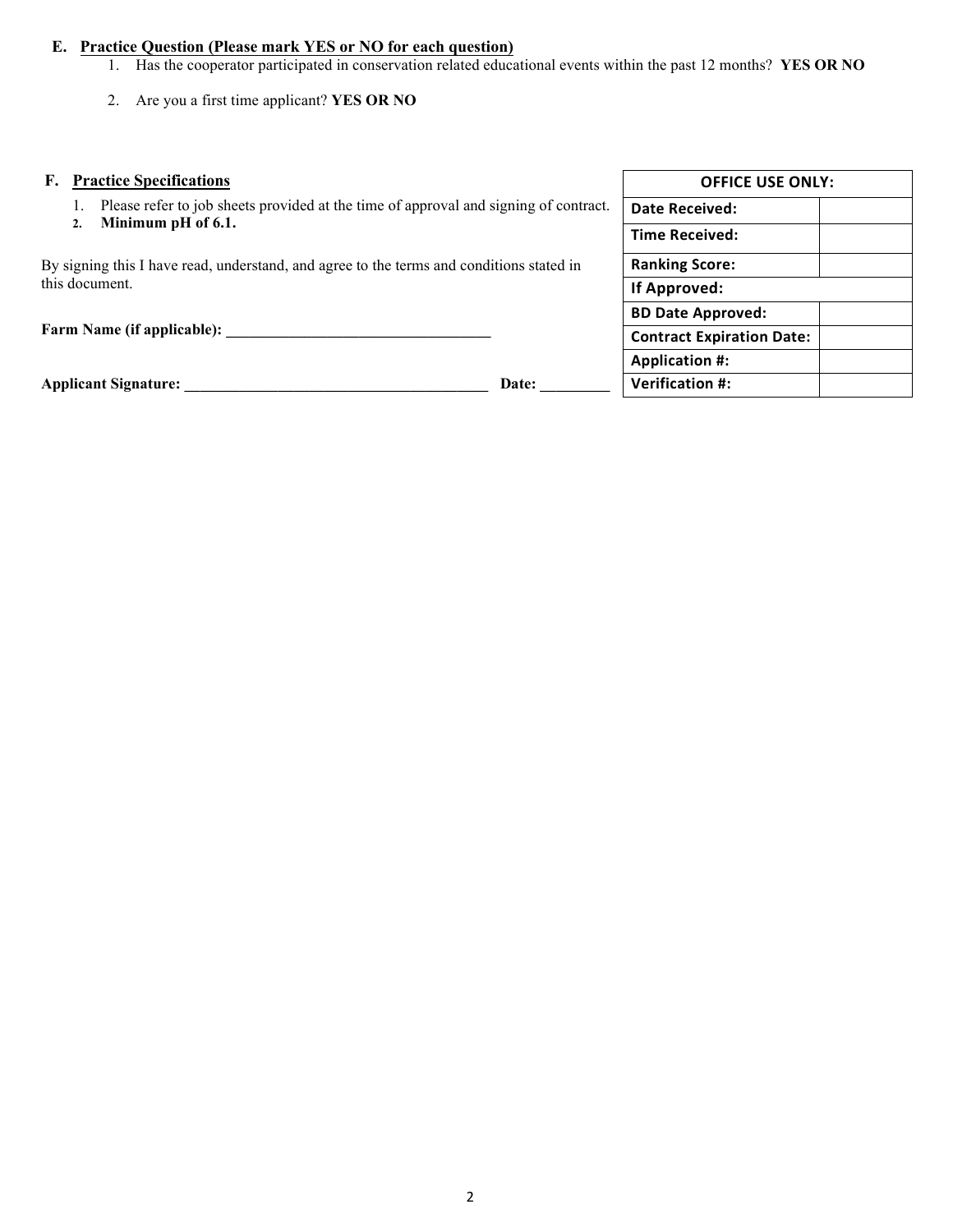## E. Practice Question (Please mark YES or NO for each question)

1. Has the cooperator participated in conservation related educational events within the past 12 months? **YES OR NO**

2. Are you a first time applicant? **YES OR NO**

## F. Practice Specifications

1. Please refer to job sheets provided at the time of approval and signing of contract.
2. **Minimum pH of 6.1.**

By signing this I have read, understand, and agree to the terms and conditions stated in this document.

**Farm Name (if applicable): ___________________________________**

**Applicant Signature: _______________________________________ Date: _________**

| OFFICE USE ONLY: | |
|---|---|
| **Date Received:** | |
| **Time Received:** | |
| **Ranking Score:** | |
| **If Approved:** | |
| **BD Date Approved:** | |
| **Contract Expiration Date:** | |
| **Application #:** | |
| **Verification #:** | |